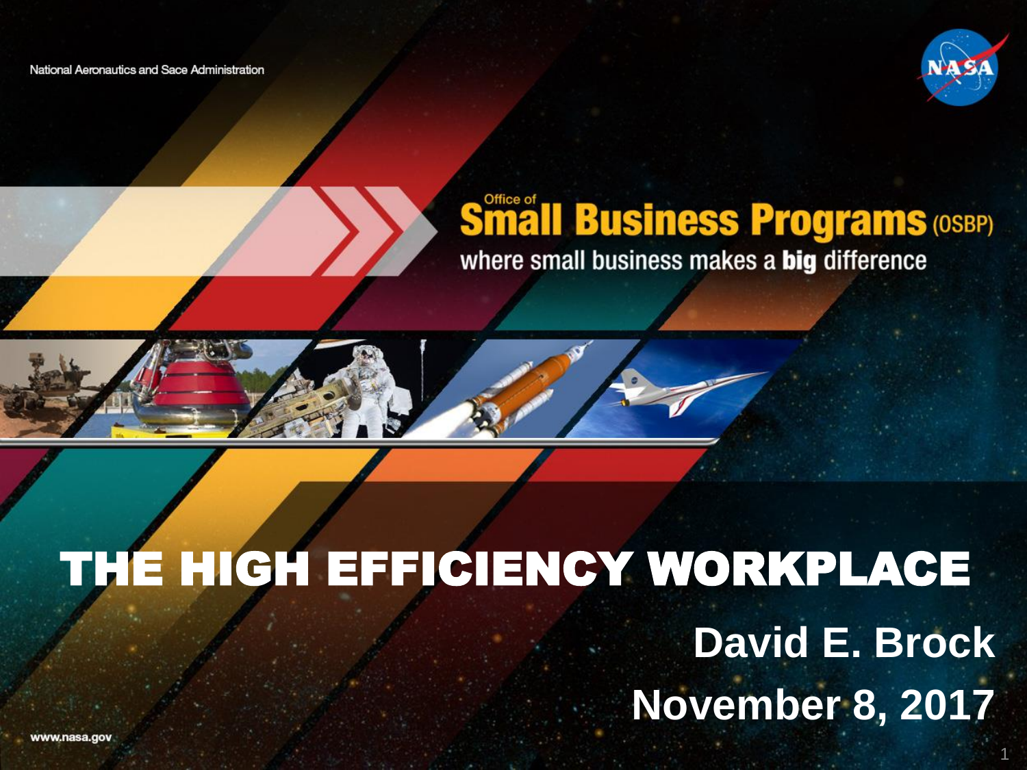National Aeronautics and Sace Administration

Office of

# Small Business Programs (OSBP)

where small business makes a **big** difference

# THE HIGH EFFICIENCY WORKPLACE

**David E. Brock**

**November 8, 2017**

www.nasa.gov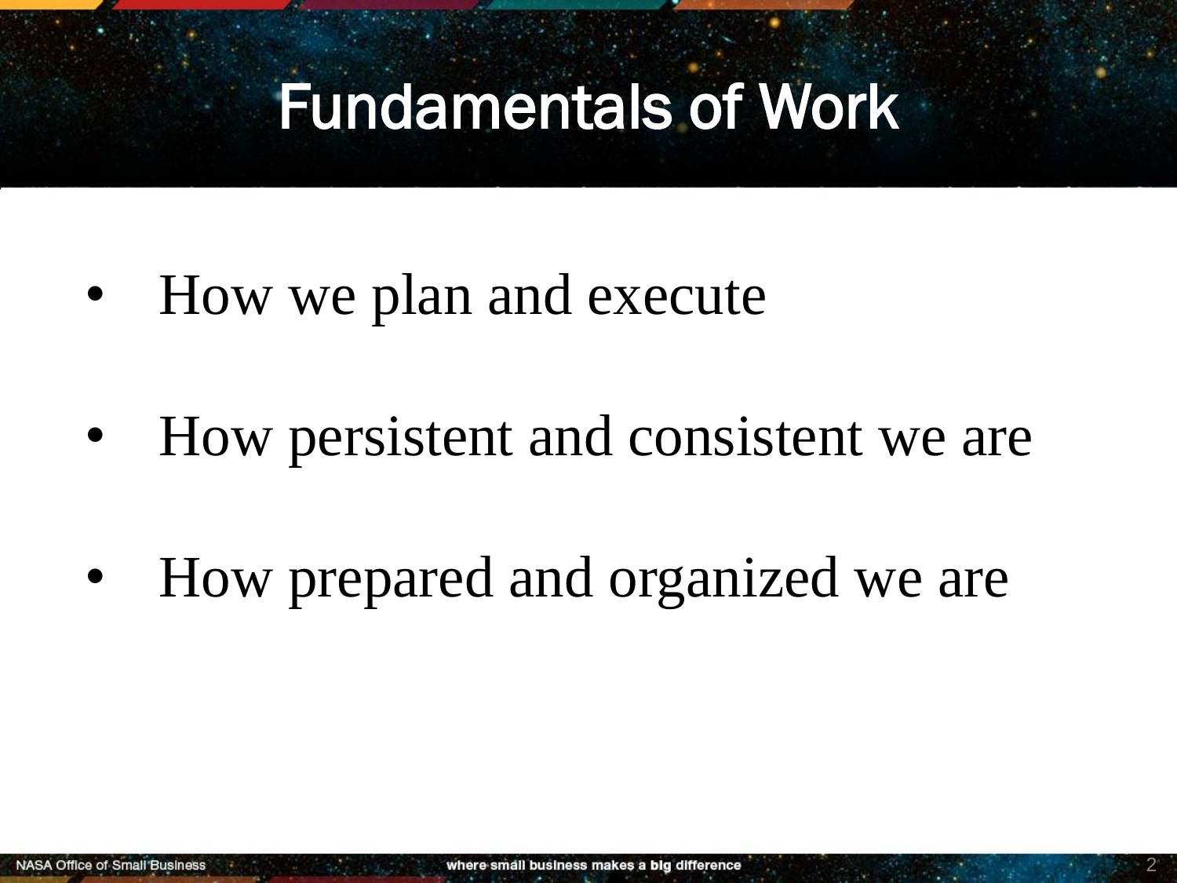# Fundamentals of Work

- How we plan and execute
- How persistent and consistent we are
- How prepared and organized we are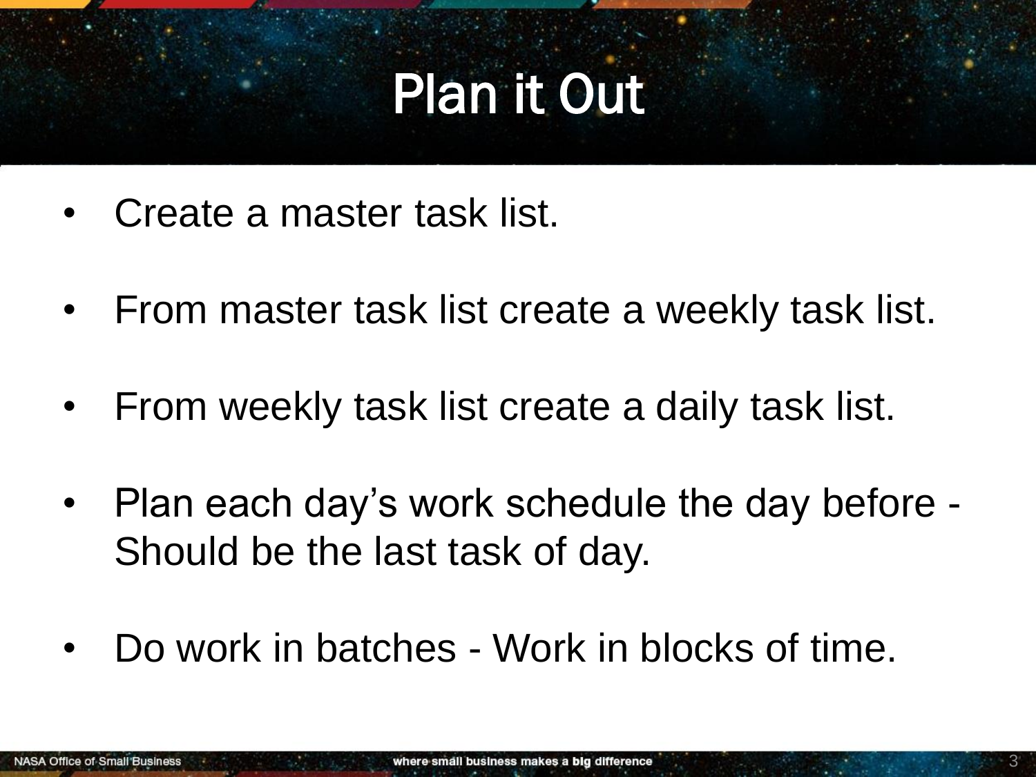# Plan it Out

- Create a master task list.
- From master task list create a weekly task list.
- From weekly task list create a daily task list.
- Plan each day's work schedule the day before - Should be the last task of day.
- Do work in batches - Work in blocks of time.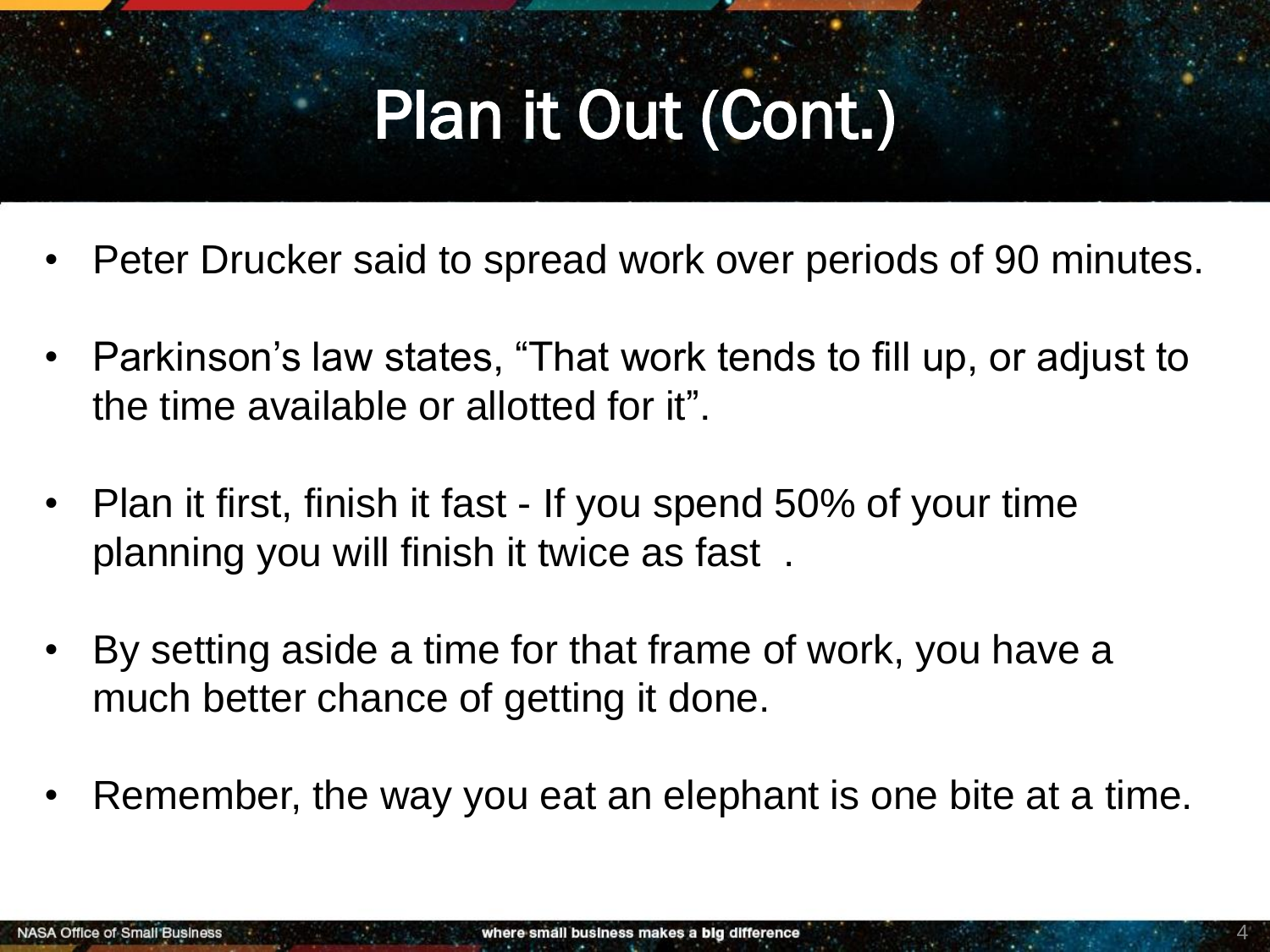# Plan it Out (Cont.)

- Peter Drucker said to spread work over periods of 90 minutes.
- Parkinson's law states, "That work tends to fill up, or adjust to the time available or allotted for it".
- Plan it first, finish it fast - If you spend 50% of your time planning you will finish it twice as fast .
- By setting aside a time for that frame of work, you have a much better chance of getting it done.
- Remember, the way you eat an elephant is one bite at a time.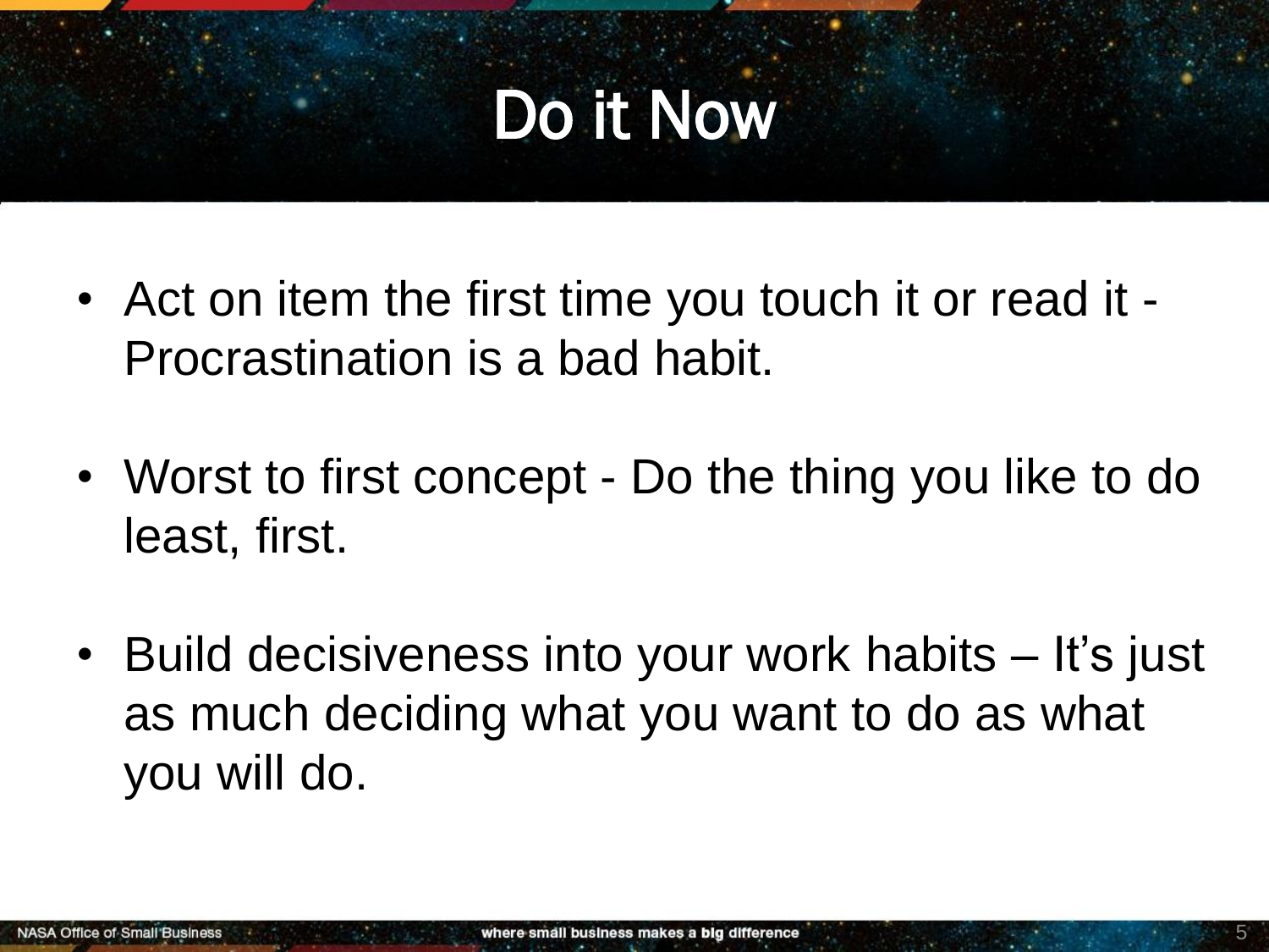# Do it Now

- Act on item the first time you touch it or read it - Procrastination is a bad habit.
- Worst to first concept - Do the thing you like to do least, first.
- Build decisiveness into your work habits – It's just as much deciding what you want to do as what you will do.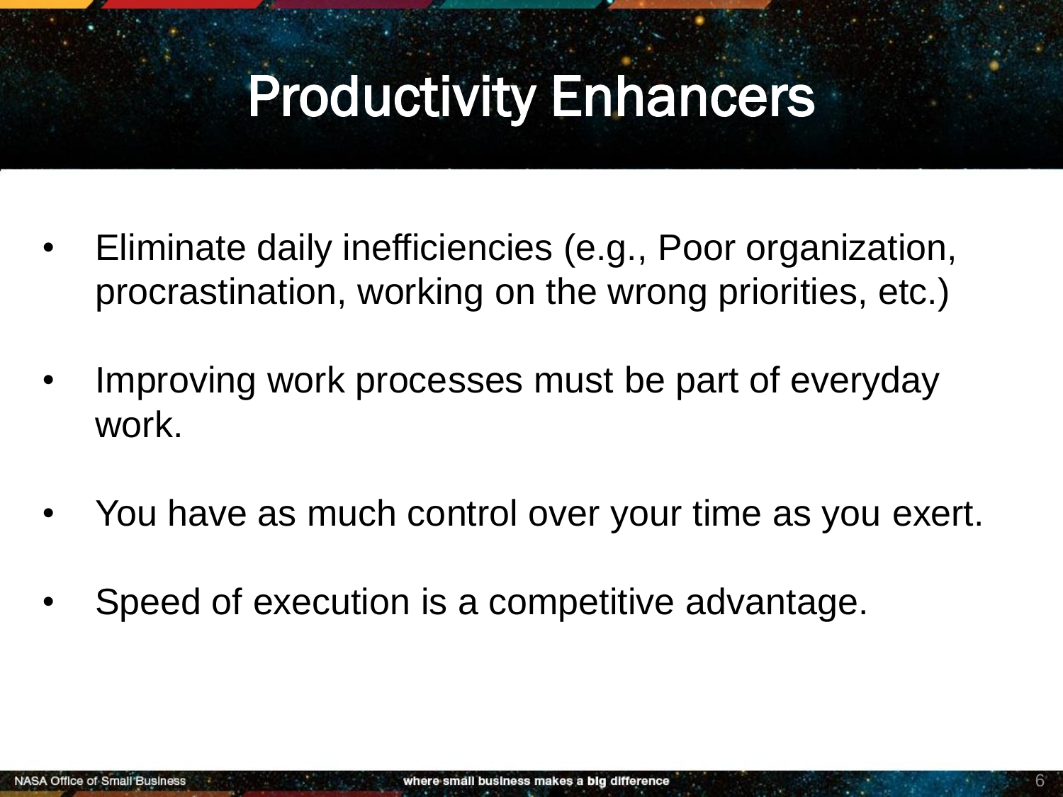# Productivity Enhancers

- Eliminate daily inefficiencies (e.g., Poor organization, procrastination, working on the wrong priorities, etc.)

- Improving work processes must be part of everyday work.

- You have as much control over your time as you exert.

- Speed of execution is a competitive advantage.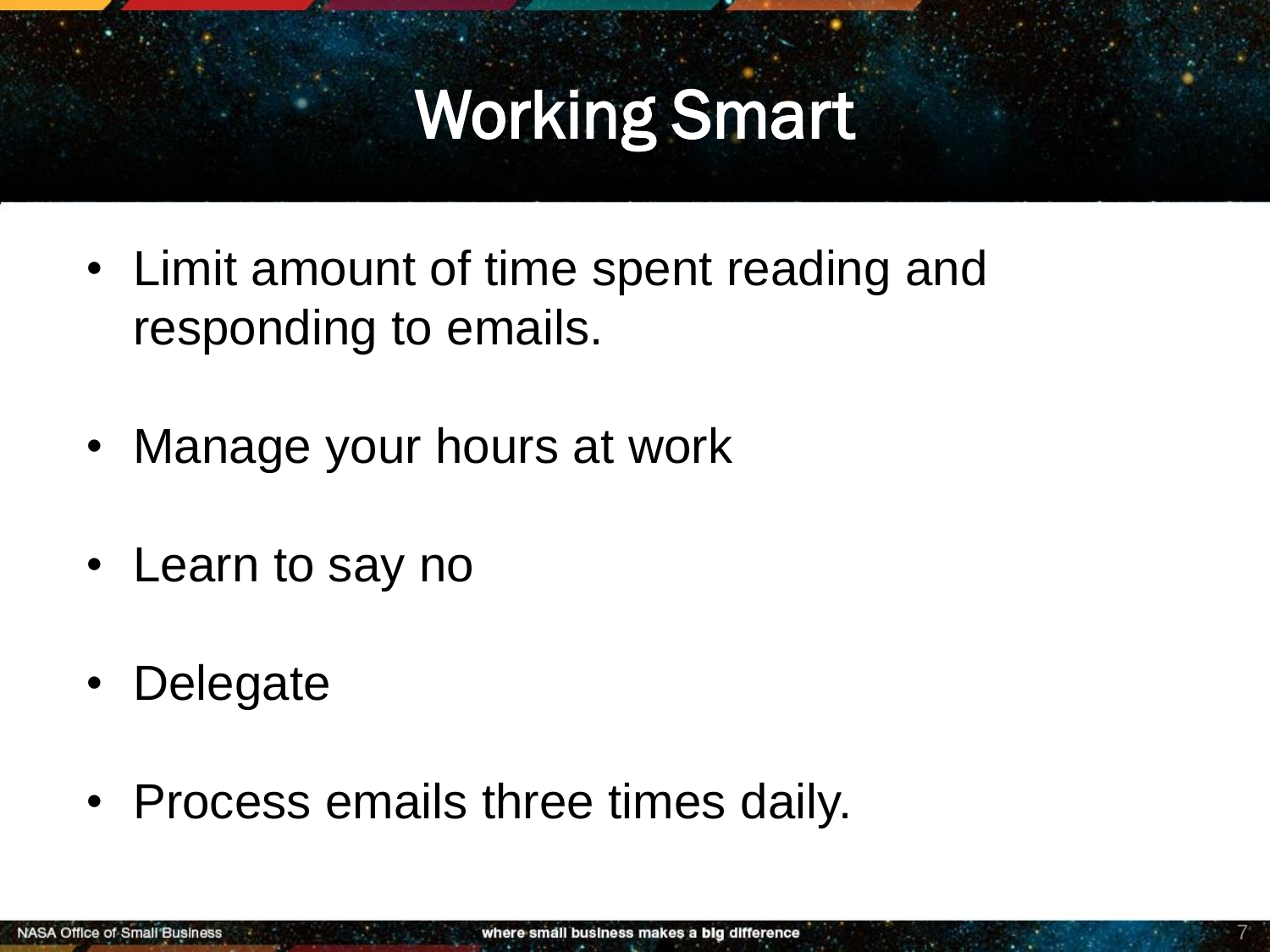# Working Smart

- Limit amount of time spent reading and responding to emails.
- Manage your hours at work
- Learn to say no
- Delegate
- Process emails three times daily.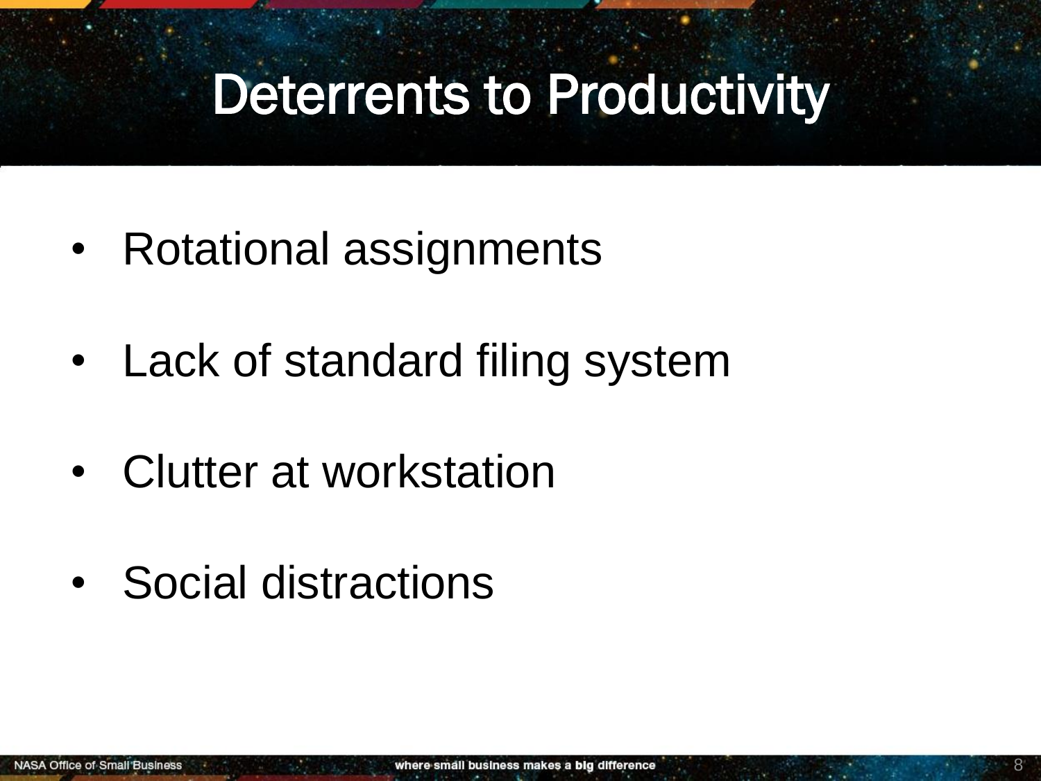# Deterrents to Productivity

- Rotational assignments
- Lack of standard filing system
- Clutter at workstation
- Social distractions